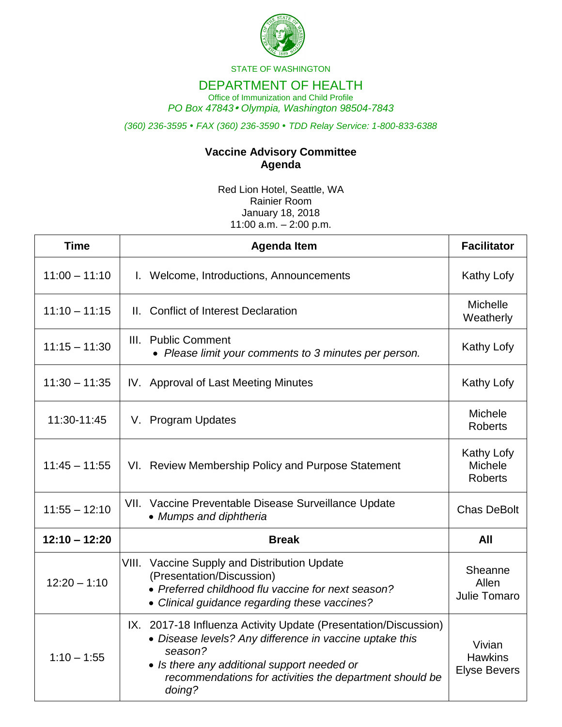STATE OF WASHINGTON

# DEPARTMENT OF HEALTH

Office of Immunization and Child Profile

*PO Box 47843 • Olympia, Washington 98504-7843*

*(360) 236-3595 • FAX (360) 236-3590 • TDD Relay Service: 1-800-833-6388*

## Vaccine Advisory Committee
## Agenda

Red Lion Hotel, Seattle, WA
Rainier Room
January 18, 2018
11:00 a.m. – 2:00 p.m.

| Time | Agenda Item | Facilitator |
|---|---|---|
| 11:00 – 11:10 | I. Welcome, Introductions, Announcements | Kathy Lofy |
| 11:10 – 11:15 | II. Conflict of Interest Declaration | Michelle Weatherly |
| 11:15 – 11:30 | III. Public Comment<br>• *Please limit your comments to 3 minutes per person.* | Kathy Lofy |
| 11:30 – 11:35 | IV. Approval of Last Meeting Minutes | Kathy Lofy |
| 11:30-11:45 | V. Program Updates | Michele Roberts |
| 11:45 – 11:55 | VI. Review Membership Policy and Purpose Statement | Kathy Lofy<br>Michele Roberts |
| 11:55 – 12:10 | VII. Vaccine Preventable Disease Surveillance Update<br>• *Mumps and diphtheria* | Chas DeBolt |
| **12:10 – 12:20** | **Break** | **All** |
| 12:20 – 1:10 | VIII. Vaccine Supply and Distribution Update (Presentation/Discussion)<br>• *Preferred childhood flu vaccine for next season?*<br>• *Clinical guidance regarding these vaccines?* | Sheanne Allen<br>Julie Tomaro |
| 1:10 – 1:55 | IX. 2017-18 Influenza Activity Update (Presentation/Discussion)<br>• *Disease levels? Any difference in vaccine uptake this season?*<br>• *Is there any additional support needed or recommendations for activities the department should be doing?* | Vivian Hawkins<br>Elyse Bevers |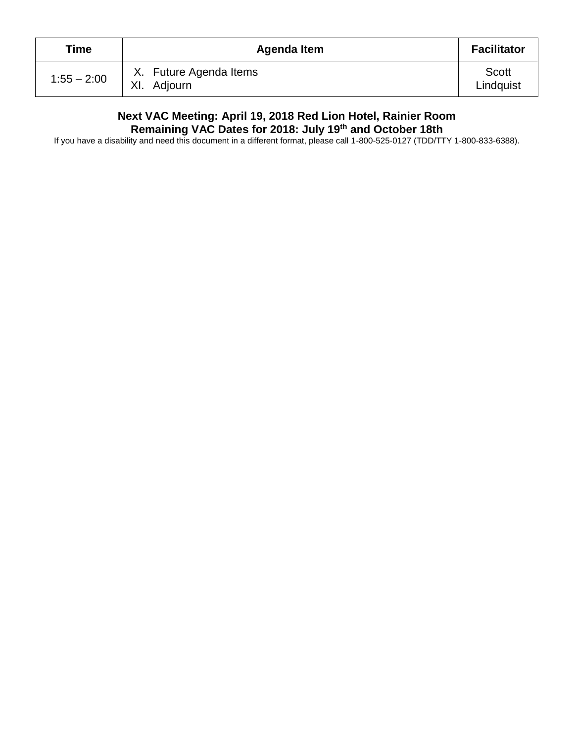| Time | Agenda Item | Facilitator |
| --- | --- | --- |
| 1:55 – 2:00 | X. Future Agenda Items<br>XI. Adjourn | Scott Lindquist |

**Next VAC Meeting: April 19, 2018 Red Lion Hotel, Rainier Room**
**Remaining VAC Dates for 2018: July 19th and October 18th**

If you have a disability and need this document in a different format, please call 1-800-525-0127 (TDD/TTY 1-800-833-6388).